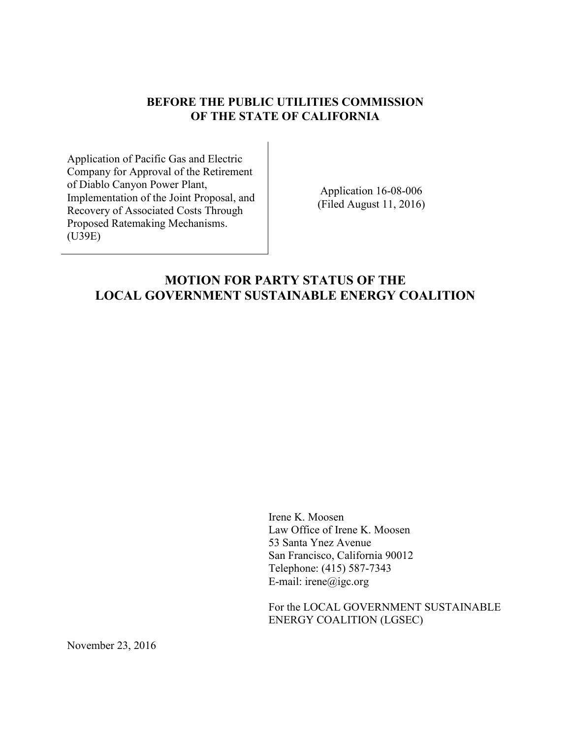**BEFORE THE PUBLIC UTILITIES COMMISSION OF THE STATE OF CALIFORNIA**

| | |
|---|---|
| Application of Pacific Gas and Electric Company for Approval of the Retirement of Diablo Canyon Power Plant, Implementation of the Joint Proposal, and Recovery of Associated Costs Through Proposed Ratemaking Mechanisms. (U39E) | Application 16-08-006 (Filed August 11, 2016) |

# MOTION FOR PARTY STATUS OF THE LOCAL GOVERNMENT SUSTAINABLE ENERGY COALITION

Irene K. Moosen
Law Office of Irene K. Moosen
53 Santa Ynez Avenue
San Francisco, California 90012
Telephone: (415) 587-7343
E-mail: irene@igc.org

For the LOCAL GOVERNMENT SUSTAINABLE ENERGY COALITION (LGSEC)

November 23, 2016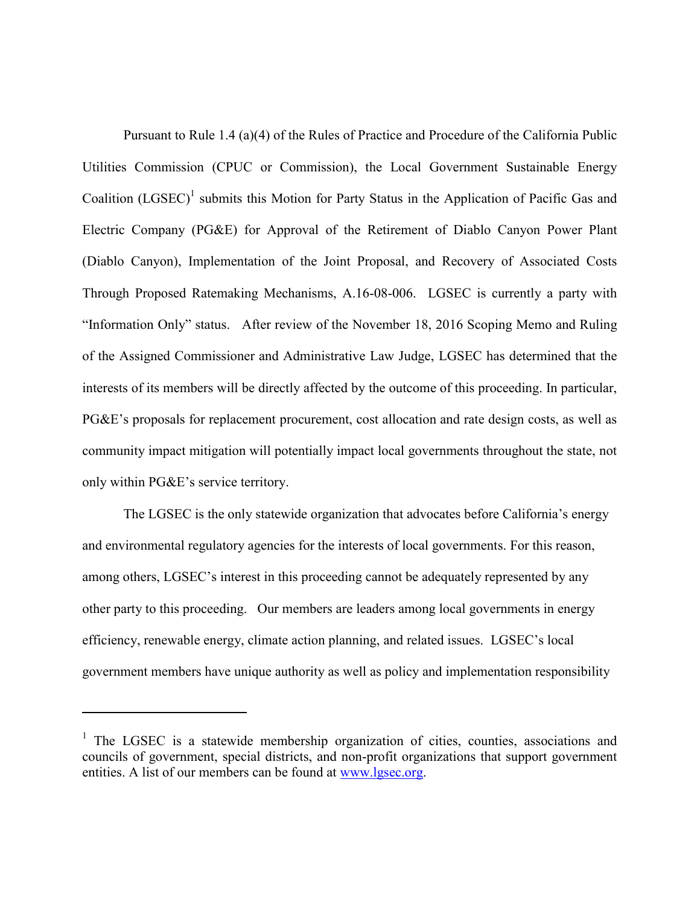Pursuant to Rule 1.4 (a)(4) of the Rules of Practice and Procedure of the California Public Utilities Commission (CPUC or Commission), the Local Government Sustainable Energy Coalition (LGSEC)[1] submits this Motion for Party Status in the Application of Pacific Gas and Electric Company (PG&E) for Approval of the Retirement of Diablo Canyon Power Plant (Diablo Canyon), Implementation of the Joint Proposal, and Recovery of Associated Costs Through Proposed Ratemaking Mechanisms, A.16-08-006. LGSEC is currently a party with "Information Only" status. After review of the November 18, 2016 Scoping Memo and Ruling of the Assigned Commissioner and Administrative Law Judge, LGSEC has determined that the interests of its members will be directly affected by the outcome of this proceeding. In particular, PG&E's proposals for replacement procurement, cost allocation and rate design costs, as well as community impact mitigation will potentially impact local governments throughout the state, not only within PG&E's service territory.

The LGSEC is the only statewide organization that advocates before California's energy and environmental regulatory agencies for the interests of local governments. For this reason, among others, LGSEC's interest in this proceeding cannot be adequately represented by any other party to this proceeding. Our members are leaders among local governments in energy efficiency, renewable energy, climate action planning, and related issues. LGSEC's local government members have unique authority as well as policy and implementation responsibility

---

[1] The LGSEC is a statewide membership organization of cities, counties, associations and councils of government, special districts, and non-profit organizations that support government entities. A list of our members can be found at [www.lgsec.org](http://www.lgsec.org).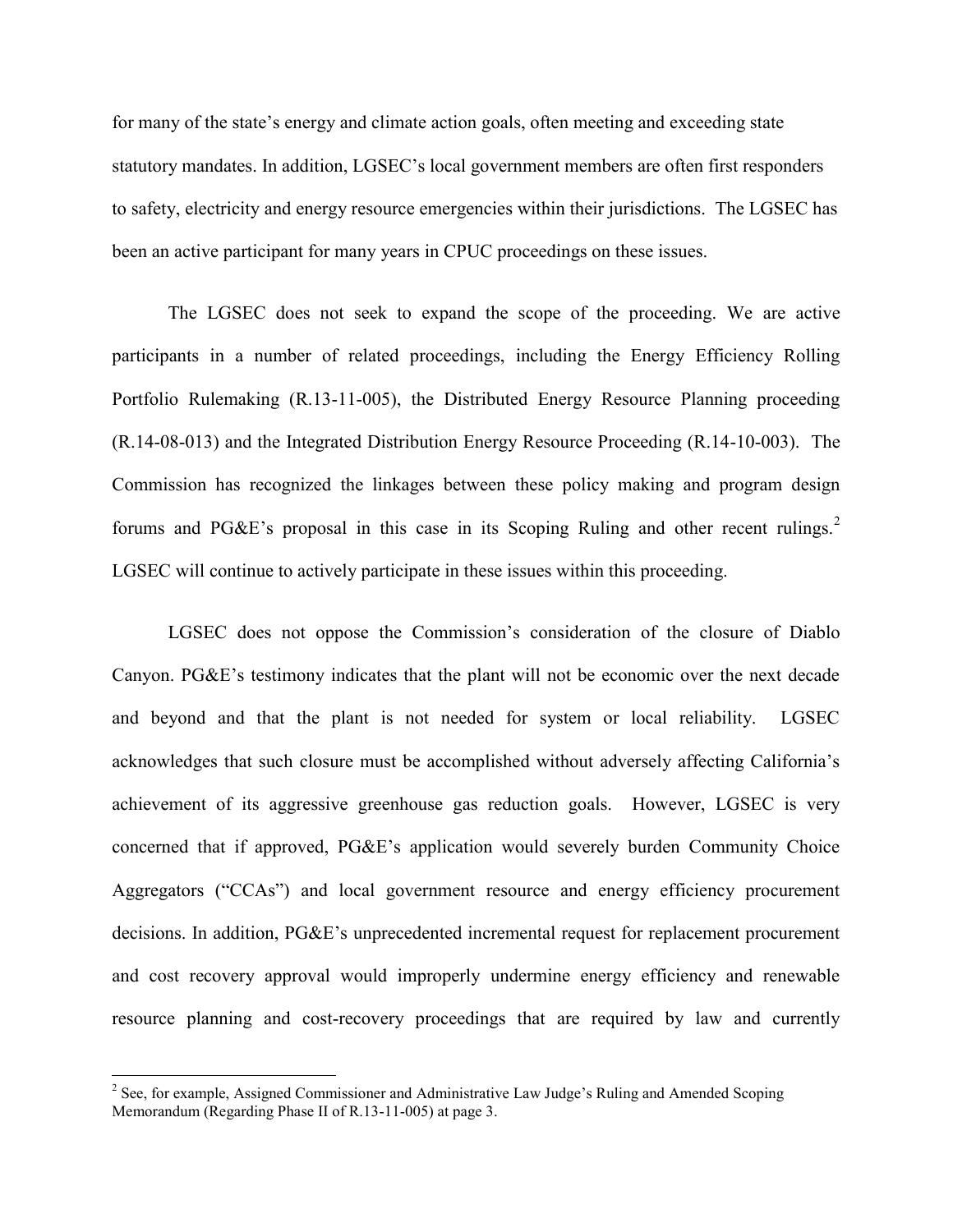for many of the state's energy and climate action goals, often meeting and exceeding state statutory mandates. In addition, LGSEC's local government members are often first responders to safety, electricity and energy resource emergencies within their jurisdictions. The LGSEC has been an active participant for many years in CPUC proceedings on these issues.

The LGSEC does not seek to expand the scope of the proceeding. We are active participants in a number of related proceedings, including the Energy Efficiency Rolling Portfolio Rulemaking (R.13-11-005), the Distributed Energy Resource Planning proceeding (R.14-08-013) and the Integrated Distribution Energy Resource Proceeding (R.14-10-003). The Commission has recognized the linkages between these policy making and program design forums and PG&E's proposal in this case in its Scoping Ruling and other recent rulings.[2] LGSEC will continue to actively participate in these issues within this proceeding.

LGSEC does not oppose the Commission's consideration of the closure of Diablo Canyon. PG&E's testimony indicates that the plant will not be economic over the next decade and beyond and that the plant is not needed for system or local reliability. LGSEC acknowledges that such closure must be accomplished without adversely affecting California's achievement of its aggressive greenhouse gas reduction goals. However, LGSEC is very concerned that if approved, PG&E's application would severely burden Community Choice Aggregators ("CCAs") and local government resource and energy efficiency procurement decisions. In addition, PG&E's unprecedented incremental request for replacement procurement and cost recovery approval would improperly undermine energy efficiency and renewable resource planning and cost-recovery proceedings that are required by law and currently

---

[2] See, for example, Assigned Commissioner and Administrative Law Judge's Ruling and Amended Scoping Memorandum (Regarding Phase II of R.13-11-005) at page 3.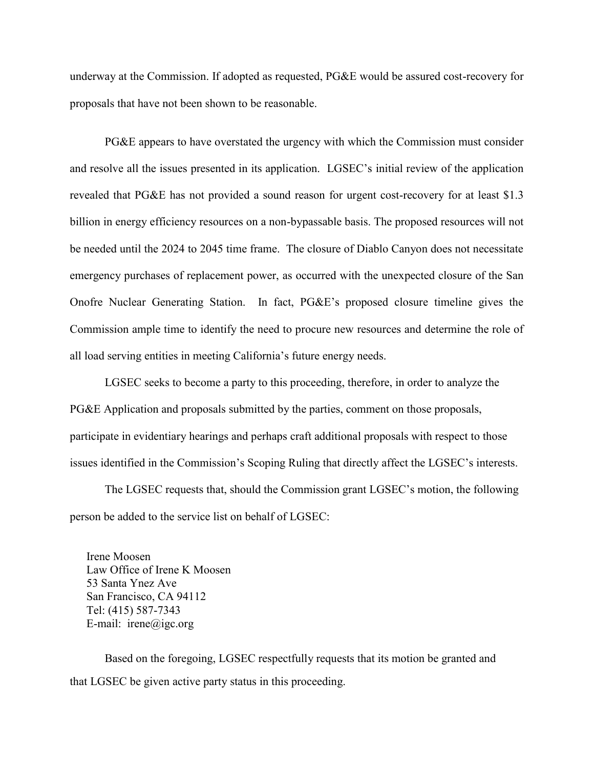underway at the Commission. If adopted as requested, PG&E would be assured cost-recovery for proposals that have not been shown to be reasonable.

PG&E appears to have overstated the urgency with which the Commission must consider and resolve all the issues presented in its application. LGSEC's initial review of the application revealed that PG&E has not provided a sound reason for urgent cost-recovery for at least $1.3 billion in energy efficiency resources on a non-bypassable basis. The proposed resources will not be needed until the 2024 to 2045 time frame. The closure of Diablo Canyon does not necessitate emergency purchases of replacement power, as occurred with the unexpected closure of the San Onofre Nuclear Generating Station. In fact, PG&E's proposed closure timeline gives the Commission ample time to identify the need to procure new resources and determine the role of all load serving entities in meeting California's future energy needs.

LGSEC seeks to become a party to this proceeding, therefore, in order to analyze the PG&E Application and proposals submitted by the parties, comment on those proposals, participate in evidentiary hearings and perhaps craft additional proposals with respect to those issues identified in the Commission's Scoping Ruling that directly affect the LGSEC's interests.

The LGSEC requests that, should the Commission grant LGSEC's motion, the following person be added to the service list on behalf of LGSEC:

Irene Moosen
Law Office of Irene K Moosen
53 Santa Ynez Ave
San Francisco, CA 94112
Tel: (415) 587-7343
E-mail: irene@igc.org

Based on the foregoing, LGSEC respectfully requests that its motion be granted and that LGSEC be given active party status in this proceeding.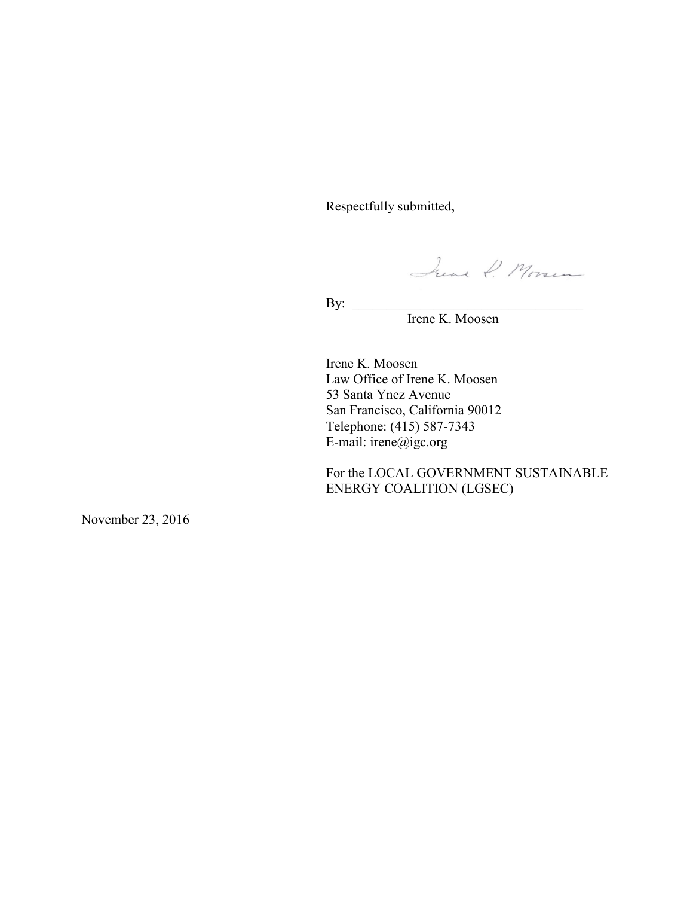Respectfully submitted,

By: ___________________________________
Irene K. Moosen

Irene K. Moosen
Law Office of Irene K. Moosen
53 Santa Ynez Avenue
San Francisco, California 90012
Telephone: (415) 587-7343
E-mail: irene@igc.org

For the LOCAL GOVERNMENT SUSTAINABLE ENERGY COALITION (LGSEC)

November 23, 2016